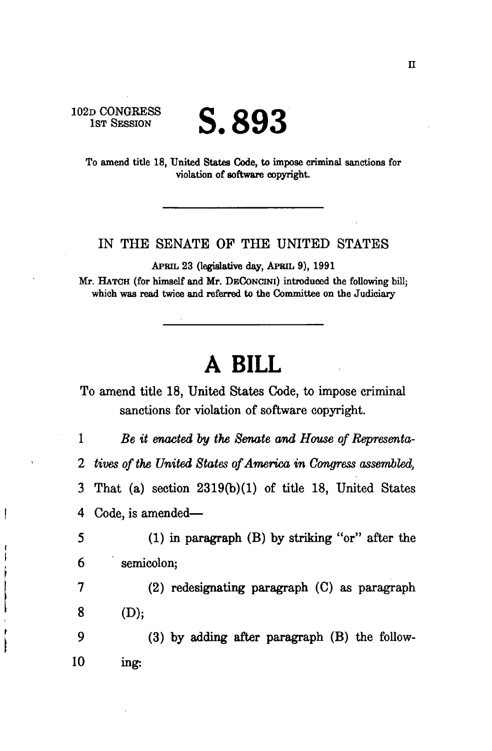II

102D CONGRESS
1ST SESSION

# S. 893

To amend title 18, United States Code, to impose criminal sanctions for violation of software copyright.

---

IN THE SENATE OF THE UNITED STATES

APRIL 23 (legislative day, APRIL 9), 1991

Mr. HATCH (for himself and Mr. DECONCINI) introduced the following bill; which was read twice and referred to the Committee on the Judiciary

---

# A BILL

To amend title 18, United States Code, to impose criminal sanctions for violation of software copyright.

1 *Be it enacted by the Senate and House of Representa-*
2 *tives of the United States of America in Congress assembled,*
3 That (a) section 2319(b)(1) of title 18, United States
4 Code, is amended—
5 (1) in paragraph (B) by striking "or" after the
6 semicolon;
7 (2) redesignating paragraph (C) as paragraph
8 (D);
9 (3) by adding after paragraph (B) the follow-
10 ing: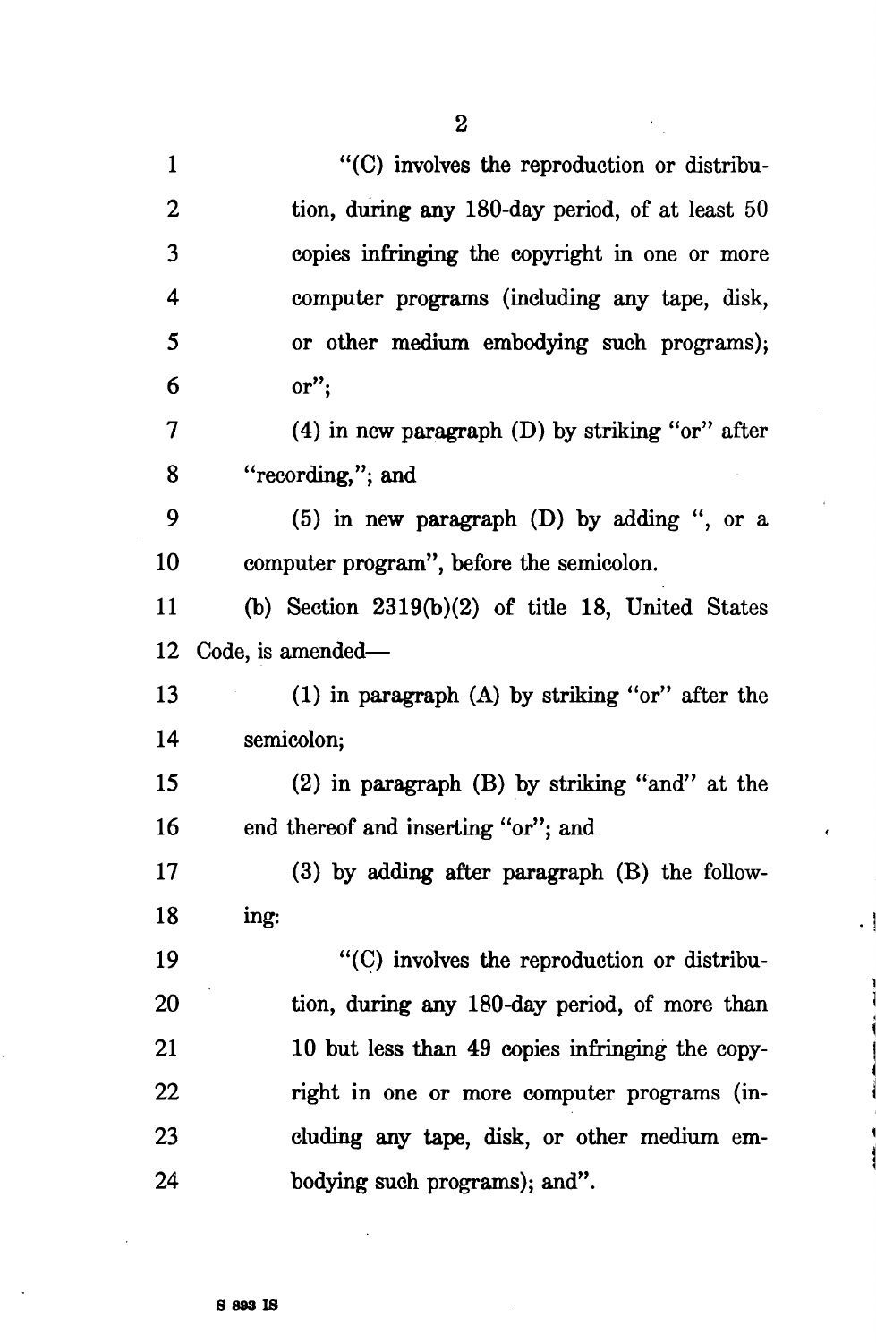"(C) involves the reproduction or distribution, during any 180-day period, of at least 50 copies infringing the copyright in one or more computer programs (including any tape, disk, or other medium embodying such programs); or";

(4) in new paragraph (D) by striking "or" after "recording,"; and

(5) in new paragraph (D) by adding ", or a computer program", before the semicolon.

(b) Section 2319(b)(2) of title 18, United States Code, is amended—

(1) in paragraph (A) by striking "or" after the semicolon;

(2) in paragraph (B) by striking "and" at the end thereof and inserting "or"; and

(3) by adding after paragraph (B) the following:

"(C) involves the reproduction or distribution, during any 180-day period, of more than 10 but less than 49 copies infringing the copyright in one or more computer programs (including any tape, disk, or other medium embodying such programs); and".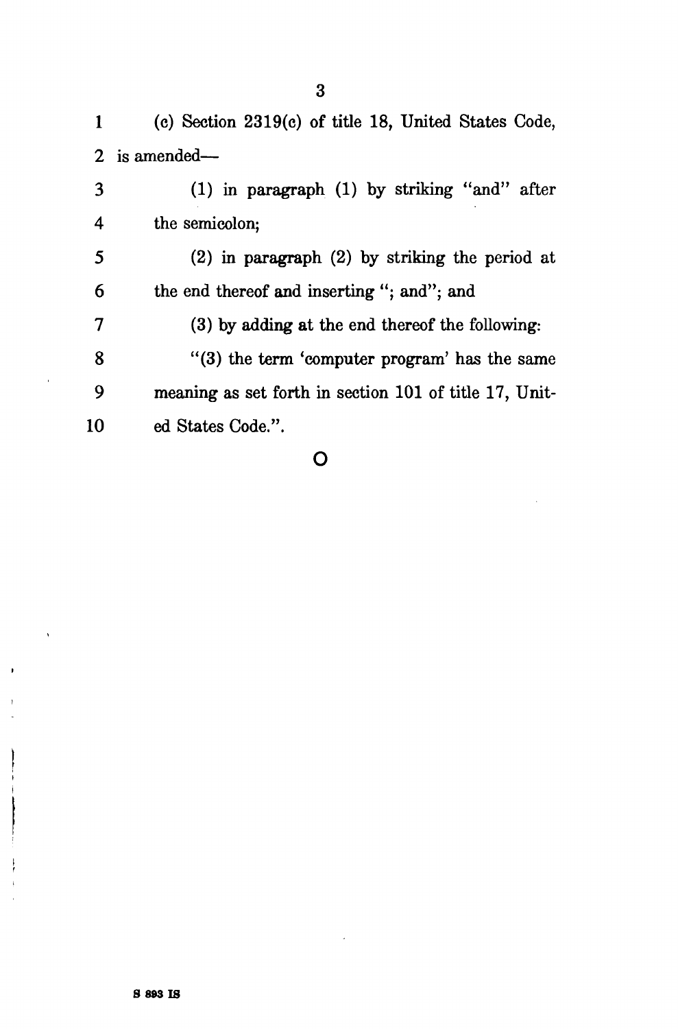(c) Section 2319(c) of title 18, United States Code, is amended—

(1) in paragraph (1) by striking "and" after the semicolon;

(2) in paragraph (2) by striking the period at the end thereof and inserting "; and"; and

(3) by adding at the end thereof the following:

"(3) the term 'computer program' has the same meaning as set forth in section 101 of title 17, United States Code.".

O